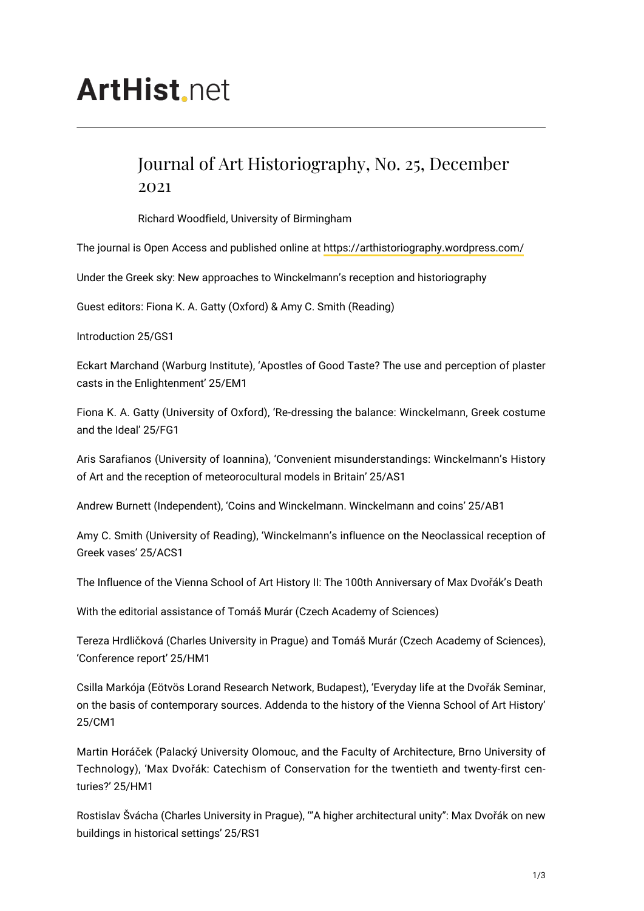# ArtHist.net

## Journal of Art Historiography, No. 25, December 2021

Richard Woodfield, University of Birmingham

The journal is Open Access and published online at https://arthistoriography.wordpress.com/

Under the Greek sky: New approaches to Winckelmann's reception and historiography

Guest editors: Fiona K. A. Gatty (Oxford) & Amy C. Smith (Reading)

Introduction 25/GS1

Eckart Marchand (Warburg Institute), 'Apostles of Good Taste? The use and perception of plaster casts in the Enlightenment' 25/EM1

Fiona K. A. Gatty (University of Oxford), 'Re-dressing the balance: Winckelmann, Greek costume and the Ideal' 25/FG1

Aris Sarafianos (University of Ioannina), 'Convenient misunderstandings: Winckelmann's History of Art and the reception of meteorocultural models in Britain' 25/AS1

Andrew Burnett (Independent), 'Coins and Winckelmann. Winckelmann and coins' 25/AB1

Amy C. Smith (University of Reading), 'Winckelmann's influence on the Neoclassical reception of Greek vases' 25/ACS1

The Influence of the Vienna School of Art History II: The 100th Anniversary of Max Dvořák's Death

With the editorial assistance of Tomáš Murár (Czech Academy of Sciences)

Tereza Hrdličková (Charles University in Prague) and Tomáš Murár (Czech Academy of Sciences), 'Conference report' 25/HM1

Csilla Markója (Eötvös Lorand Research Network, Budapest), 'Everyday life at the Dvořák Seminar, on the basis of contemporary sources. Addenda to the history of the Vienna School of Art History' 25/CM1

Martin Horáček (Palacký University Olomouc, and the Faculty of Architecture, Brno University of Technology), 'Max Dvořák: Catechism of Conservation for the twentieth and twenty-first centuries?' 25/HM1

Rostislav Švácha (Charles University in Prague), '"A higher architectural unity": Max Dvořák on new buildings in historical settings' 25/RS1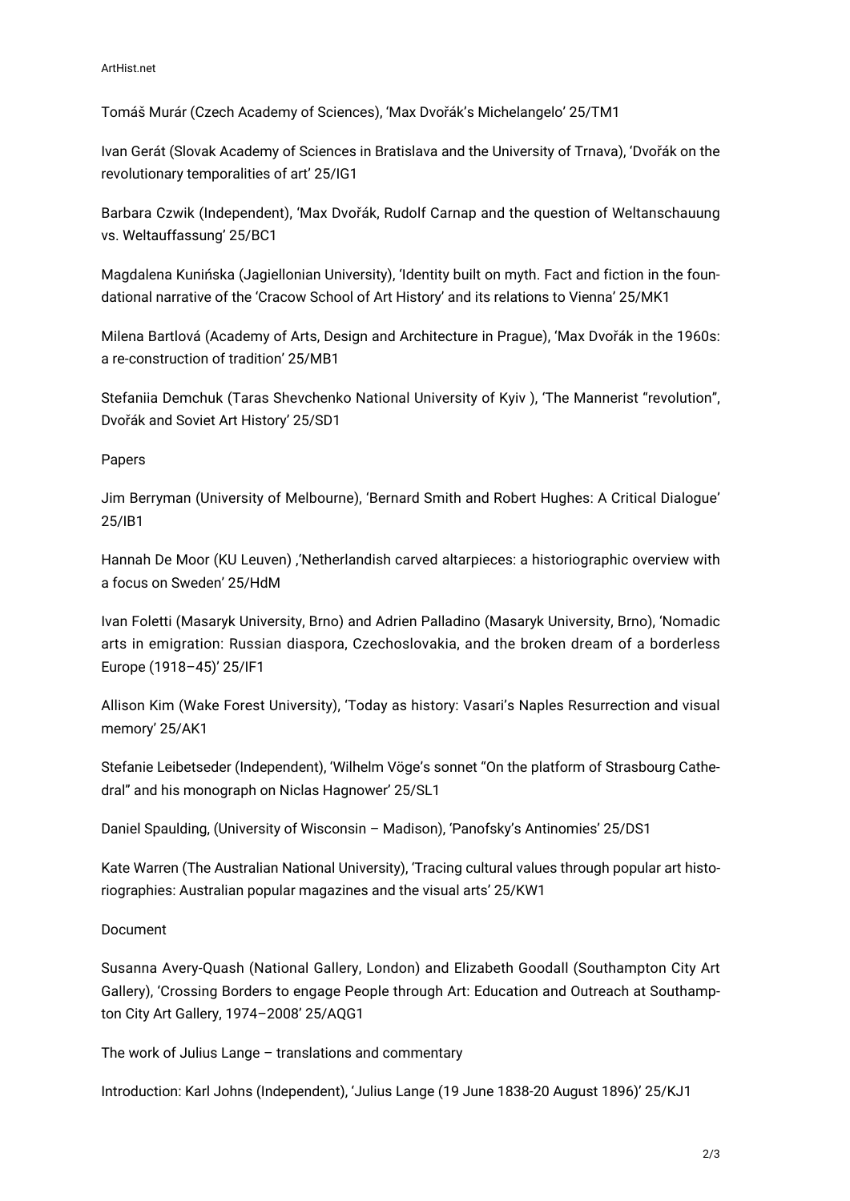Tomáš Murár (Czech Academy of Sciences), 'Max Dvořák's Michelangelo' 25/TM1

Ivan Gerát (Slovak Academy of Sciences in Bratislava and the University of Trnava), 'Dvořák on the revolutionary temporalities of art' 25/IG1

Barbara Czwik (Independent), 'Max Dvořák, Rudolf Carnap and the question of Weltanschauung vs. Weltauffassung' 25/BC1

Magdalena Kunińska (Jagiellonian University), 'Identity built on myth. Fact and fiction in the foundational narrative of the 'Cracow School of Art History' and its relations to Vienna' 25/MK1

Milena Bartlová (Academy of Arts, Design and Architecture in Prague), 'Max Dvořák in the 1960s: a re-construction of tradition' 25/MB1

Stefaniia Demchuk (Taras Shevchenko National University of Kyiv ), 'The Mannerist "revolution", Dvořák and Soviet Art History' 25/SD1

Papers

Jim Berryman (University of Melbourne), 'Bernard Smith and Robert Hughes: A Critical Dialogue' 25/IB1

Hannah De Moor (KU Leuven) ,'Netherlandish carved altarpieces: a historiographic overview with a focus on Sweden' 25/HdM

Ivan Foletti (Masaryk University, Brno) and Adrien Palladino (Masaryk University, Brno), 'Nomadic arts in emigration: Russian diaspora, Czechoslovakia, and the broken dream of a borderless Europe (1918–45)' 25/IF1

Allison Kim (Wake Forest University), 'Today as history: Vasari's Naples Resurrection and visual memory' 25/AK1

Stefanie Leibetseder (Independent), 'Wilhelm Vöge's sonnet "On the platform of Strasbourg Cathedral" and his monograph on Niclas Hagnower' 25/SL1

Daniel Spaulding, (University of Wisconsin – Madison), 'Panofsky's Antinomies' 25/DS1

Kate Warren (The Australian National University), 'Tracing cultural values through popular art historiographies: Australian popular magazines and the visual arts' 25/KW1

Document

Susanna Avery-Quash (National Gallery, London) and Elizabeth Goodall (Southampton City Art Gallery), 'Crossing Borders to engage People through Art: Education and Outreach at Southampton City Art Gallery, 1974–2008' 25/AQG1

The work of Julius Lange – translations and commentary

Introduction: Karl Johns (Independent), 'Julius Lange (19 June 1838-20 August 1896)' 25/KJ1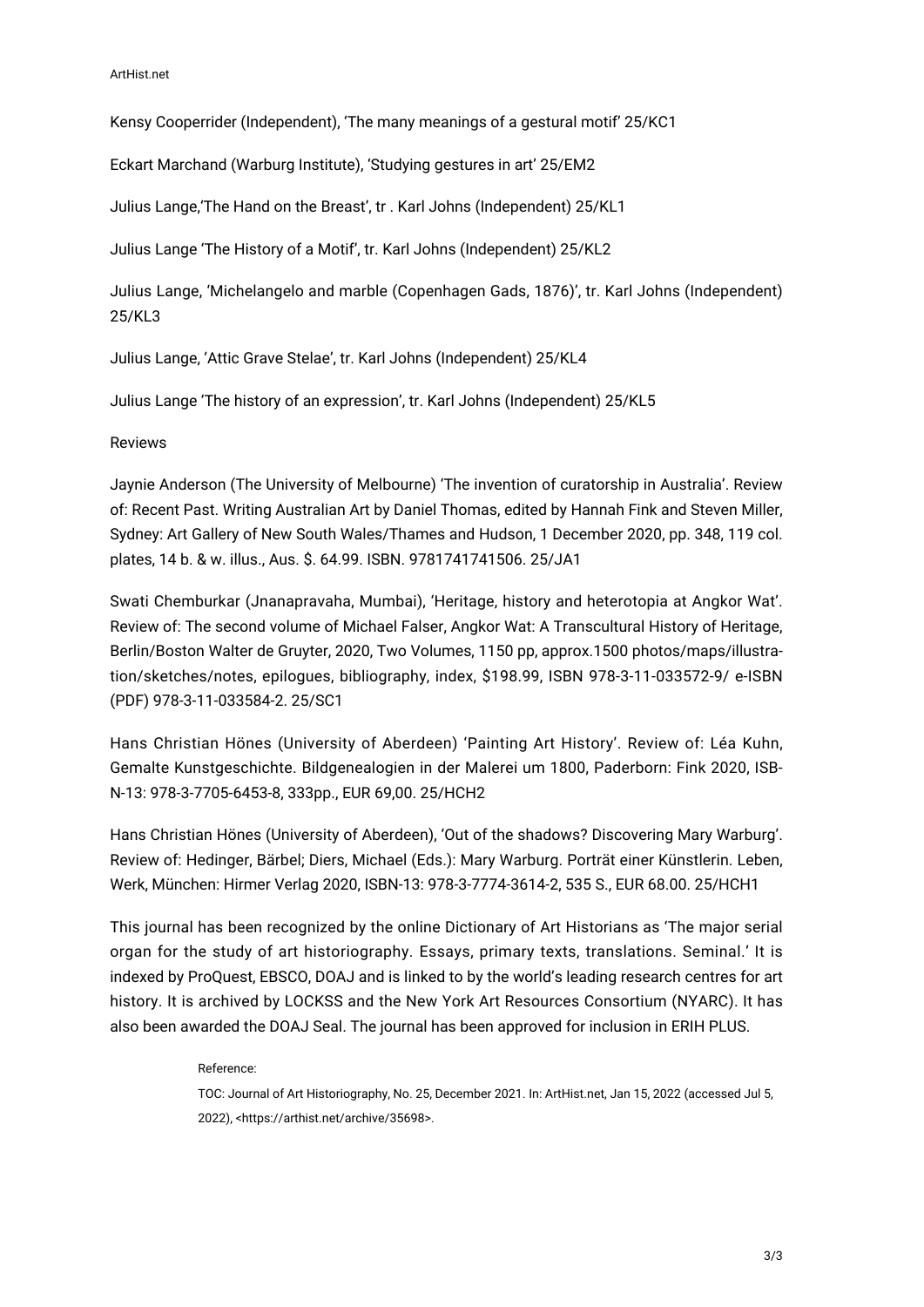Kensy Cooperrider (Independent), ‘The many meanings of a gestural motif’ 25/KC1

Eckart Marchand (Warburg Institute), ‘Studying gestures in art’ 25/EM2

Julius Lange,‘The Hand on the Breast’, tr . Karl Johns (Independent) 25/KL1

Julius Lange ‘The History of a Motif’, tr. Karl Johns (Independent) 25/KL2

Julius Lange, ‘Michelangelo and marble (Copenhagen Gads, 1876)’, tr. Karl Johns (Independent) 25/KL3

Julius Lange, ‘Attic Grave Stelae’, tr. Karl Johns (Independent) 25/KL4

Julius Lange ‘The history of an expression’, tr. Karl Johns (Independent) 25/KL5

Reviews

Jaynie Anderson (The University of Melbourne) ‘The invention of curatorship in Australia’. Review of: Recent Past. Writing Australian Art by Daniel Thomas, edited by Hannah Fink and Steven Miller, Sydney: Art Gallery of New South Wales/Thames and Hudson, 1 December 2020, pp. 348, 119 col. plates, 14 b. & w. illus., Aus. $. 64.99. ISBN. 9781741741506. 25/JA1

Swati Chemburkar (Jnanapravaha, Mumbai), ‘Heritage, history and heterotopia at Angkor Wat’. Review of: The second volume of Michael Falser, Angkor Wat: A Transcultural History of Heritage, Berlin/Boston Walter de Gruyter, 2020, Two Volumes, 1150 pp, approx.1500 photos/maps/illustration/sketches/notes, epilogues, bibliography, index, $198.99, ISBN 978-3-11-033572-9/ e-ISBN (PDF) 978-3-11-033584-2. 25/SC1

Hans Christian Hönes (University of Aberdeen) ‘Painting Art History’. Review of: Léa Kuhn, Gemalte Kunstgeschichte. Bildgenealogien in der Malerei um 1800, Paderborn: Fink 2020, ISBN-13: 978-3-7705-6453-8, 333pp., EUR 69,00. 25/HCH2

Hans Christian Hönes (University of Aberdeen), ‘Out of the shadows? Discovering Mary Warburg’. Review of: Hedinger, Bärbel; Diers, Michael (Eds.): Mary Warburg. Porträt einer Künstlerin. Leben, Werk, München: Hirmer Verlag 2020, ISBN-13: 978-3-7774-3614-2, 535 S., EUR 68.00. 25/HCH1

This journal has been recognized by the online Dictionary of Art Historians as ‘The major serial organ for the study of art historiography. Essays, primary texts, translations. Seminal.’ It is indexed by ProQuest, EBSCO, DOAJ and is linked to by the world’s leading research centres for art history. It is archived by LOCKSS and the New York Art Resources Consortium (NYARC). It has also been awarded the DOAJ Seal. The journal has been approved for inclusion in ERIH PLUS.

Reference:

TOC: Journal of Art Historiography, No. 25, December 2021. In: ArtHist.net, Jan 15, 2022 (accessed Jul 5, 2022), <https://arthist.net/archive/35698>.